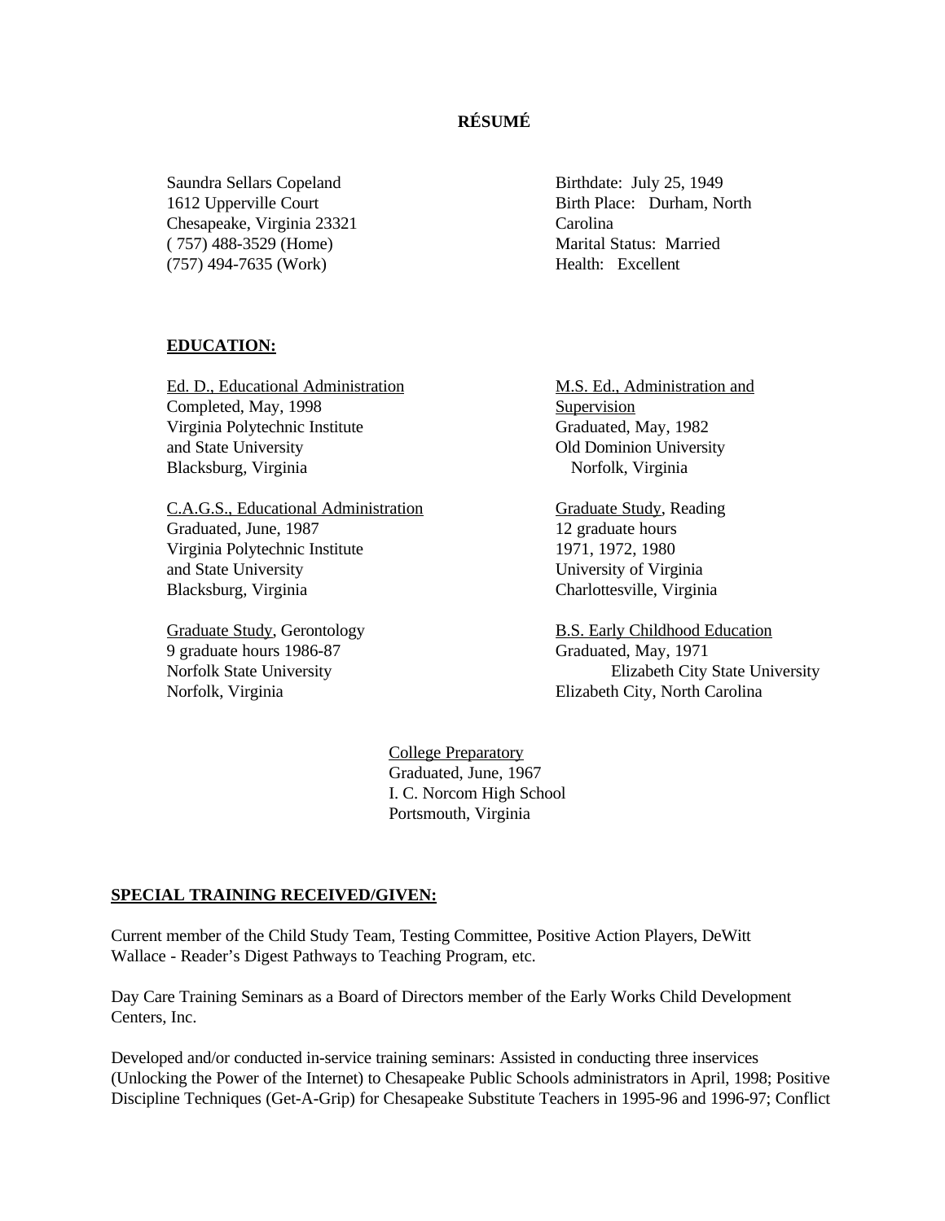# RÉSUMÉ

Saundra Sellars Copeland
1612 Upperville Court
Chesapeake, Virginia 23321
( 757) 488-3529 (Home)
(757) 494-7635 (Work)

Birthdate: July 25, 1949
Birth Place: Durham, North Carolina
Marital Status: Married
Health: Excellent

## EDUCATION:

Ed. D., Educational Administration
Completed, May, 1998
Virginia Polytechnic Institute and State University
Blacksburg, Virginia

C.A.G.S., Educational Administration
Graduated, June, 1987
Virginia Polytechnic Institute and State University
Blacksburg, Virginia

Graduate Study, Gerontology
9 graduate hours 1986-87
Norfolk State University
Norfolk, Virginia

M.S. Ed., Administration and Supervision
Graduated, May, 1982
Old Dominion University
Norfolk, Virginia

Graduate Study, Reading
12 graduate hours
1971, 1972, 1980
University of Virginia
Charlottesville, Virginia

B.S. Early Childhood Education
Graduated, May, 1971
Elizabeth City State University
Elizabeth City, North Carolina

College Preparatory
Graduated, June, 1967
I. C. Norcom High School
Portsmouth, Virginia

## SPECIAL TRAINING RECEIVED/GIVEN:

Current member of the Child Study Team, Testing Committee, Positive Action Players, DeWitt Wallace - Reader's Digest Pathways to Teaching Program, etc.

Day Care Training Seminars as a Board of Directors member of the Early Works Child Development Centers, Inc.

Developed and/or conducted in-service training seminars: Assisted in conducting three inservices (Unlocking the Power of the Internet) to Chesapeake Public Schools administrators in April, 1998; Positive Discipline Techniques (Get-A-Grip) for Chesapeake Substitute Teachers in 1995-96 and 1996-97; Conflict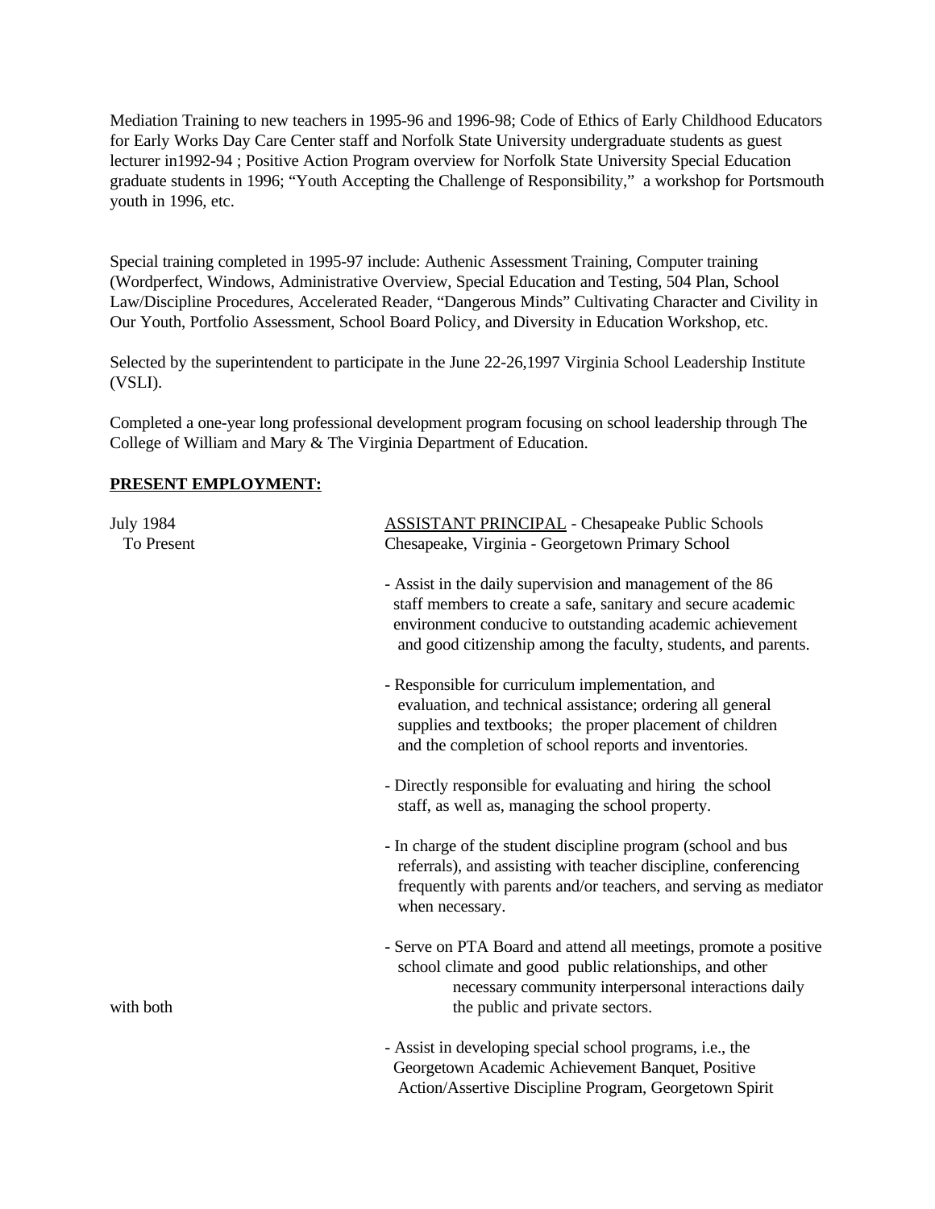Mediation Training to new teachers in 1995-96 and 1996-98; Code of Ethics of Early Childhood Educators for Early Works Day Care Center staff and Norfolk State University undergraduate students as guest lecturer in1992-94 ; Positive Action Program overview for Norfolk State University Special Education graduate students in 1996; "Youth Accepting the Challenge of Responsibility," a workshop for Portsmouth youth in 1996, etc.

Special training completed in 1995-97 include: Authenic Assessment Training, Computer training (Wordperfect, Windows, Administrative Overview, Special Education and Testing, 504 Plan, School Law/Discipline Procedures, Accelerated Reader, "Dangerous Minds" Cultivating Character and Civility in Our Youth, Portfolio Assessment, School Board Policy, and Diversity in Education Workshop, etc.

Selected by the superintendent to participate in the June 22-26,1997 Virginia School Leadership Institute (VSLI).

Completed a one-year long professional development program focusing on school leadership through The College of William and Mary & The Virginia Department of Education.

**PRESENT EMPLOYMENT:**

July 1984 To Present — ASSISTANT PRINCIPAL - Chesapeake Public Schools, Chesapeake, Virginia - Georgetown Primary School

- Assist in the daily supervision and management of the 86 staff members to create a safe, sanitary and secure academic environment conducive to outstanding academic achievement and good citizenship among the faculty, students, and parents.

- Responsible for curriculum implementation, and evaluation, and technical assistance; ordering all general supplies and textbooks; the proper placement of children and the completion of school reports and inventories.

- Directly responsible for evaluating and hiring the school staff, as well as, managing the school property.

- In charge of the student discipline program (school and bus referrals), and assisting with teacher discipline, conferencing frequently with parents and/or teachers, and serving as mediator when necessary.

- Serve on PTA Board and attend all meetings, promote a positive school climate and good public relationships, and other necessary community interpersonal interactions daily with both the public and private sectors.

- Assist in developing special school programs, i.e., the Georgetown Academic Achievement Banquet, Positive Action/Assertive Discipline Program, Georgetown Spirit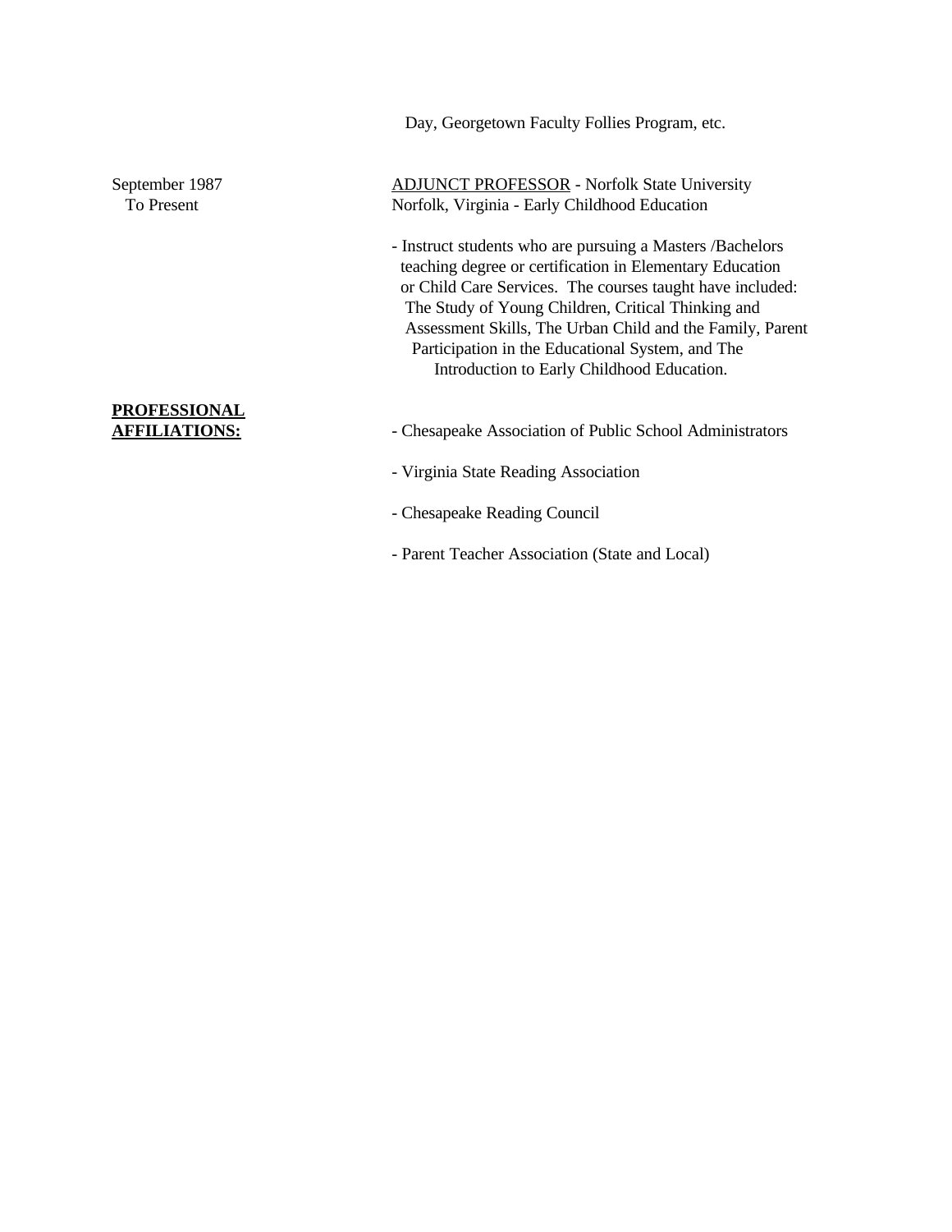Day, Georgetown Faculty Follies Program, etc.

September 1987
To Present

ADJUNCT PROFESSOR - Norfolk State University
Norfolk, Virginia - Early Childhood Education

- Instruct students who are pursuing a Masters /Bachelors teaching degree or certification in Elementary Education or Child Care Services. The courses taught have included: The Study of Young Children, Critical Thinking and Assessment Skills, The Urban Child and the Family, Parent Participation in the Educational System, and The Introduction to Early Childhood Education.

**PROFESSIONAL AFFILIATIONS:**

- Chesapeake Association of Public School Administrators
- Virginia State Reading Association
- Chesapeake Reading Council
- Parent Teacher Association (State and Local)